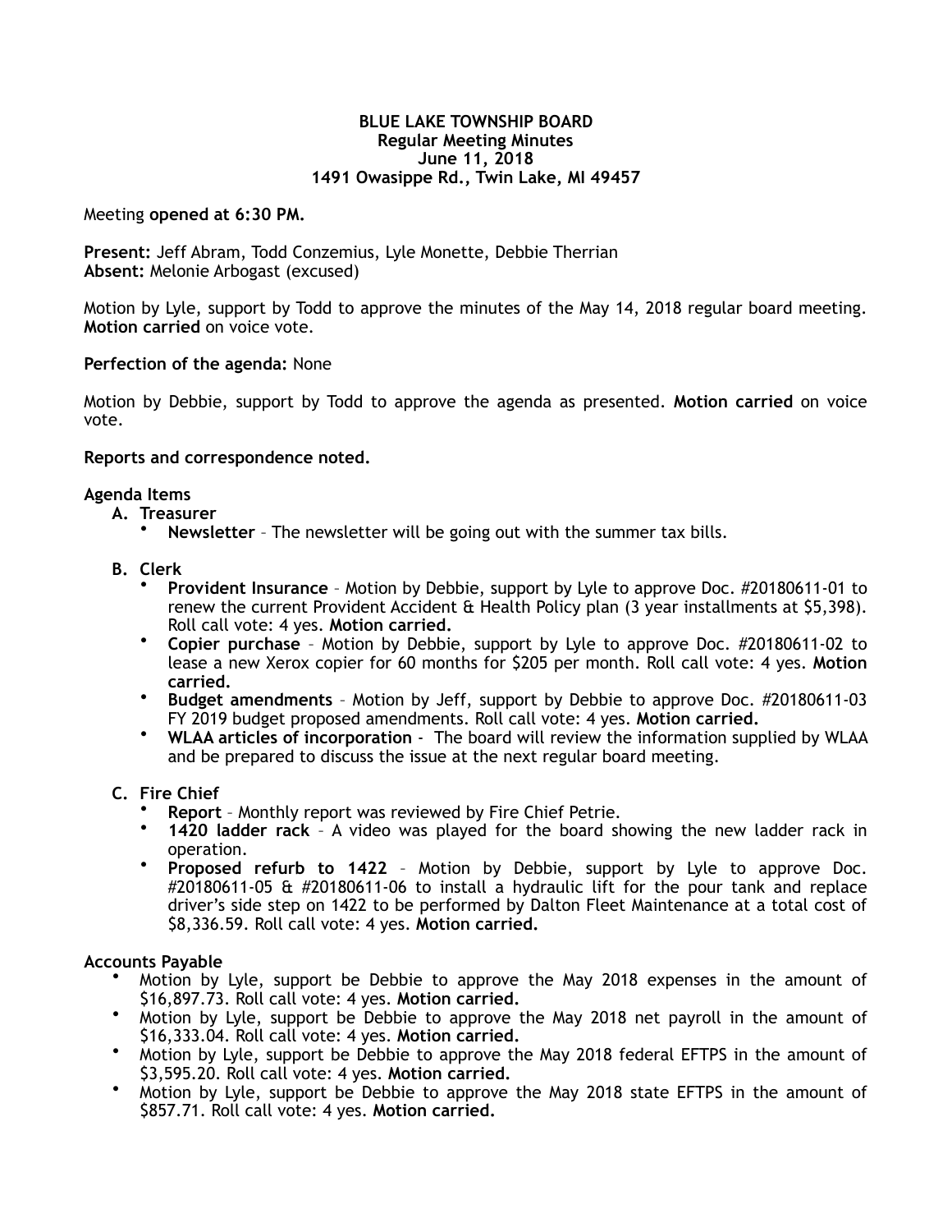**BLUE LAKE TOWNSHIP BOARD**
**Regular Meeting Minutes**
**June 11, 2018**
**1491 Owasippe Rd., Twin Lake, MI 49457**

Meeting **opened at 6:30 PM.**

**Present:** Jeff Abram, Todd Conzemius, Lyle Monette, Debbie Therrian
**Absent:** Melonie Arbogast (excused)

Motion by Lyle, support by Todd to approve the minutes of the May 14, 2018 regular board meeting. **Motion carried** on voice vote.

**Perfection of the agenda:** None

Motion by Debbie, support by Todd to approve the agenda as presented. **Motion carried** on voice vote.

**Reports and correspondence noted.**

**Agenda Items**

A. **Treasurer**
   - **Newsletter** – The newsletter will be going out with the summer tax bills.

B. **Clerk**
   - **Provident Insurance** – Motion by Debbie, support by Lyle to approve Doc. #20180611-01 to renew the current Provident Accident & Health Policy plan (3 year installments at $5,398). Roll call vote: 4 yes. **Motion carried.**
   - **Copier purchase** – Motion by Debbie, support by Lyle to approve Doc. #20180611-02 to lease a new Xerox copier for 60 months for $205 per month. Roll call vote: 4 yes. **Motion carried.**
   - **Budget amendments** – Motion by Jeff, support by Debbie to approve Doc. #20180611-03 FY 2019 budget proposed amendments. Roll call vote: 4 yes. **Motion carried.**
   - **WLAA articles of incorporation** - The board will review the information supplied by WLAA and be prepared to discuss the issue at the next regular board meeting.

C. **Fire Chief**
   - **Report** – Monthly report was reviewed by Fire Chief Petrie.
   - **1420 ladder rack** – A video was played for the board showing the new ladder rack in operation.
   - **Proposed refurb to 1422** – Motion by Debbie, support by Lyle to approve Doc. #20180611-05 & #20180611-06 to install a hydraulic lift for the pour tank and replace driver's side step on 1422 to be performed by Dalton Fleet Maintenance at a total cost of $8,336.59. Roll call vote: 4 yes. **Motion carried.**

**Accounts Payable**

- Motion by Lyle, support be Debbie to approve the May 2018 expenses in the amount of $16,897.73. Roll call vote: 4 yes. **Motion carried.**
- Motion by Lyle, support be Debbie to approve the May 2018 net payroll in the amount of $16,333.04. Roll call vote: 4 yes. **Motion carried.**
- Motion by Lyle, support be Debbie to approve the May 2018 federal EFTPS in the amount of $3,595.20. Roll call vote: 4 yes. **Motion carried.**
- Motion by Lyle, support be Debbie to approve the May 2018 state EFTPS in the amount of $857.71. Roll call vote: 4 yes. **Motion carried.**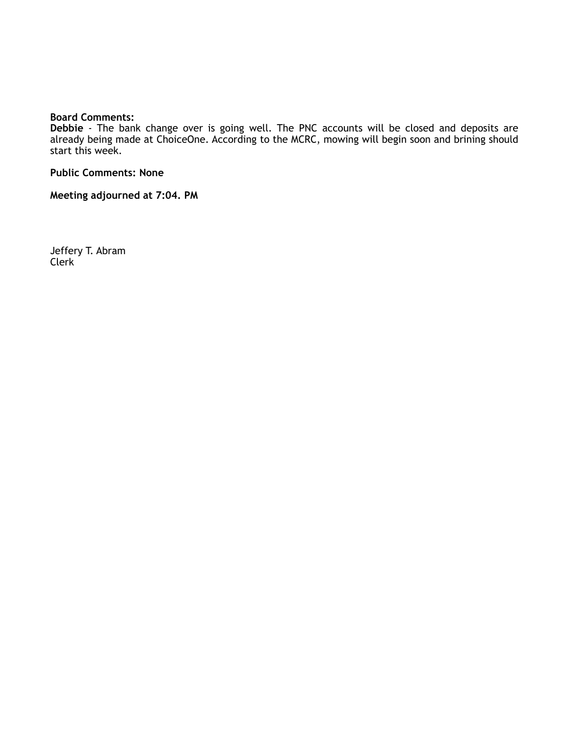**Board Comments:**
**Debbie** - The bank change over is going well. The PNC accounts will be closed and deposits are already being made at ChoiceOne. According to the MCRC, mowing will begin soon and brining should start this week.

**Public Comments: None**

**Meeting adjourned at 7:04. PM**

Jeffery T. Abram
Clerk